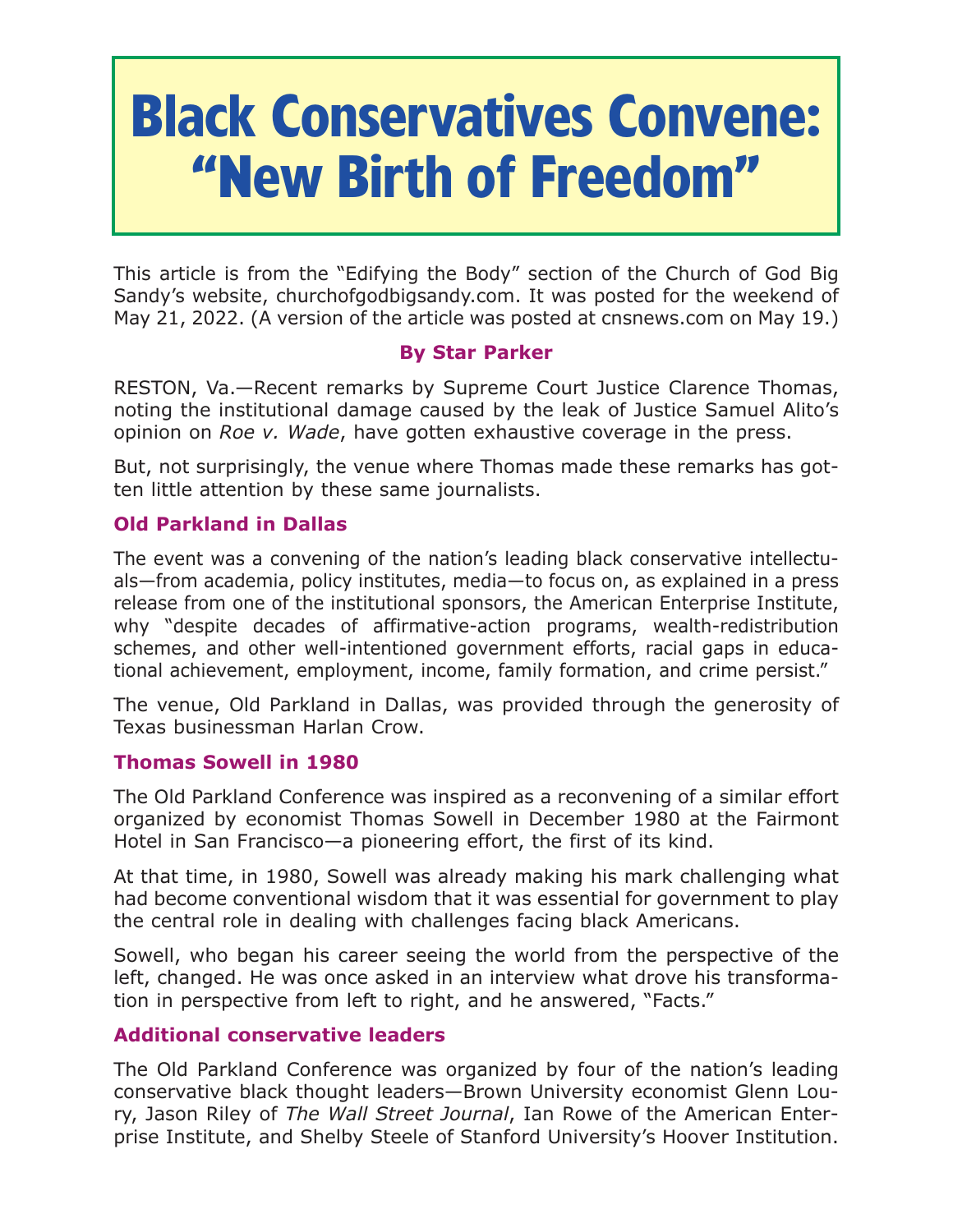# Black Conservatives Convene: "New Birth of Freedom"

This article is from the "Edifying the Body" section of the Church of God Big Sandy's website, churchofgodbigsandy.com. It was posted for the weekend of May 21, 2022. (A version of the article was posted at cnsnews.com on May 19.)

**By Star Parker**

RESTON, Va.—Recent remarks by Supreme Court Justice Clarence Thomas, noting the institutional damage caused by the leak of Justice Samuel Alito's opinion on *Roe v. Wade*, have gotten exhaustive coverage in the press.

But, not surprisingly, the venue where Thomas made these remarks has gotten little attention by these same journalists.

### Old Parkland in Dallas

The event was a convening of the nation's leading black conservative intellectuals—from academia, policy institutes, media—to focus on, as explained in a press release from one of the institutional sponsors, the American Enterprise Institute, why "despite decades of affirmative-action programs, wealth-redistribution schemes, and other well-intentioned government efforts, racial gaps in educational achievement, employment, income, family formation, and crime persist."

The venue, Old Parkland in Dallas, was provided through the generosity of Texas businessman Harlan Crow.

### Thomas Sowell in 1980

The Old Parkland Conference was inspired as a reconvening of a similar effort organized by economist Thomas Sowell in December 1980 at the Fairmont Hotel in San Francisco—a pioneering effort, the first of its kind.

At that time, in 1980, Sowell was already making his mark challenging what had become conventional wisdom that it was essential for government to play the central role in dealing with challenges facing black Americans.

Sowell, who began his career seeing the world from the perspective of the left, changed. He was once asked in an interview what drove his transformation in perspective from left to right, and he answered, "Facts."

### Additional conservative leaders

The Old Parkland Conference was organized by four of the nation's leading conservative black thought leaders—Brown University economist Glenn Loury, Jason Riley of *The Wall Street Journal*, Ian Rowe of the American Enterprise Institute, and Shelby Steele of Stanford University's Hoover Institution.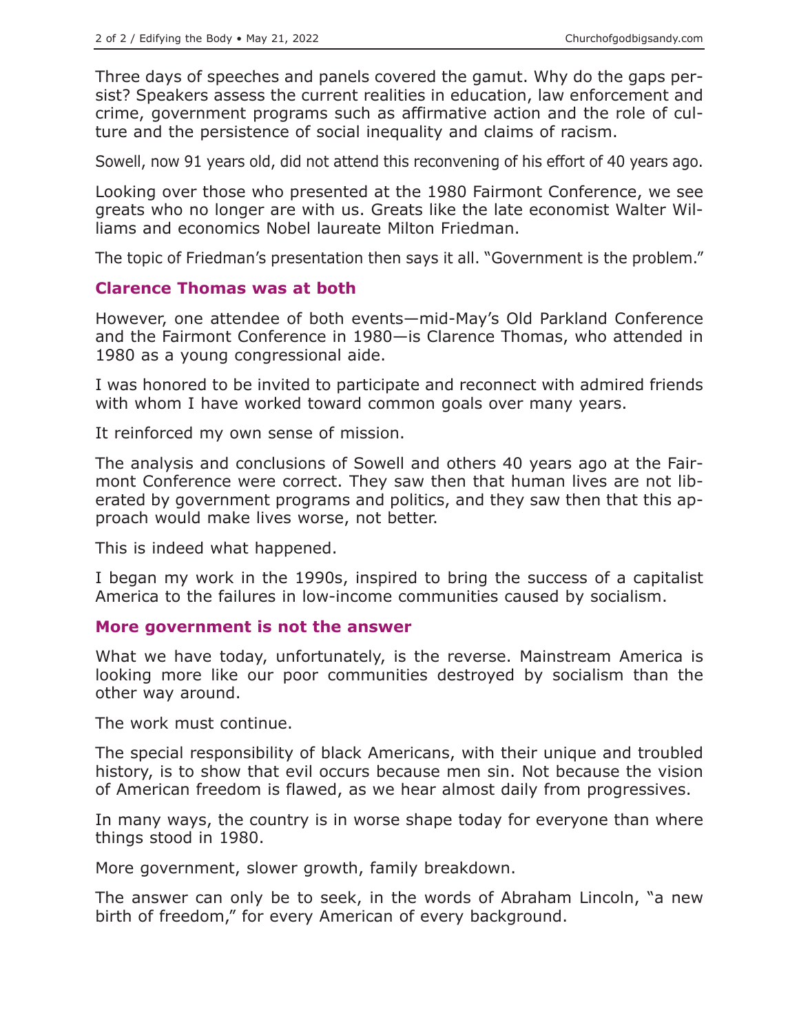Three days of speeches and panels covered the gamut. Why do the gaps persist? Speakers assess the current realities in education, law enforcement and crime, government programs such as affirmative action and the role of culture and the persistence of social inequality and claims of racism.

Sowell, now 91 years old, did not attend this reconvening of his effort of 40 years ago.

Looking over those who presented at the 1980 Fairmont Conference, we see greats who no longer are with us. Greats like the late economist Walter Williams and economics Nobel laureate Milton Friedman.

The topic of Friedman's presentation then says it all. "Government is the problem."

## Clarence Thomas was at both

However, one attendee of both events—mid-May's Old Parkland Conference and the Fairmont Conference in 1980—is Clarence Thomas, who attended in 1980 as a young congressional aide.

I was honored to be invited to participate and reconnect with admired friends with whom I have worked toward common goals over many years.

It reinforced my own sense of mission.

The analysis and conclusions of Sowell and others 40 years ago at the Fairmont Conference were correct. They saw then that human lives are not liberated by government programs and politics, and they saw then that this approach would make lives worse, not better.

This is indeed what happened.

I began my work in the 1990s, inspired to bring the success of a capitalist America to the failures in low-income communities caused by socialism.

## More government is not the answer

What we have today, unfortunately, is the reverse. Mainstream America is looking more like our poor communities destroyed by socialism than the other way around.

The work must continue.

The special responsibility of black Americans, with their unique and troubled history, is to show that evil occurs because men sin. Not because the vision of American freedom is flawed, as we hear almost daily from progressives.

In many ways, the country is in worse shape today for everyone than where things stood in 1980.

More government, slower growth, family breakdown.

The answer can only be to seek, in the words of Abraham Lincoln, "a new birth of freedom," for every American of every background.